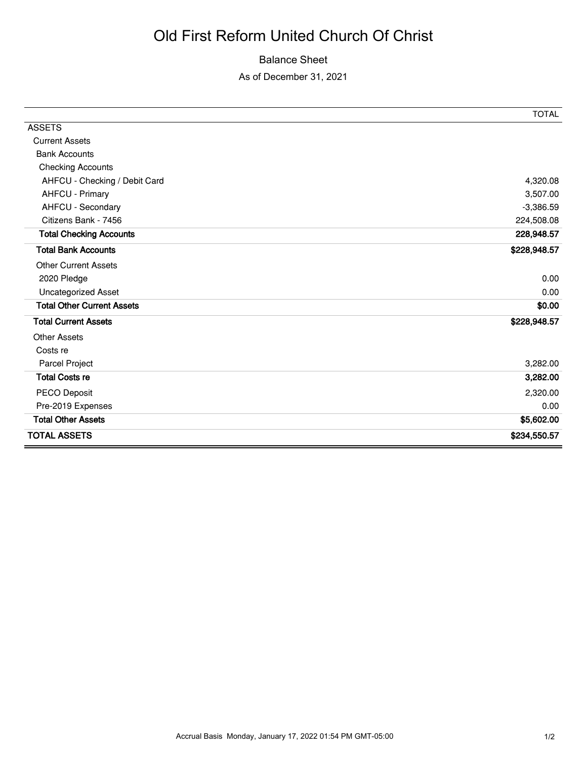# Old First Reform United Church Of Christ

Balance Sheet

As of December 31, 2021

| | TOTAL |
|---|---|
| ASSETS | |
| Current Assets | |
| Bank Accounts | |
| Checking Accounts | |
| AHFCU - Checking / Debit Card | 4,320.08 |
| AHFCU - Primary | 3,507.00 |
| AHFCU - Secondary | -3,386.59 |
| Citizens Bank - 7456 | 224,508.08 |
| **Total Checking Accounts** | **228,948.57** |
| **Total Bank Accounts** | **$228,948.57** |
| Other Current Assets | |
| 2020 Pledge | 0.00 |
| Uncategorized Asset | 0.00 |
| **Total Other Current Assets** | **$0.00** |
| **Total Current Assets** | **$228,948.57** |
| Other Assets | |
| Costs re | |
| Parcel Project | 3,282.00 |
| **Total Costs re** | **3,282.00** |
| PECO Deposit | 2,320.00 |
| Pre-2019 Expenses | 0.00 |
| **Total Other Assets** | **$5,602.00** |
| **TOTAL ASSETS** | **$234,550.57** |

Accrual Basis Monday, January 17, 2022 01:54 PM GMT-05:00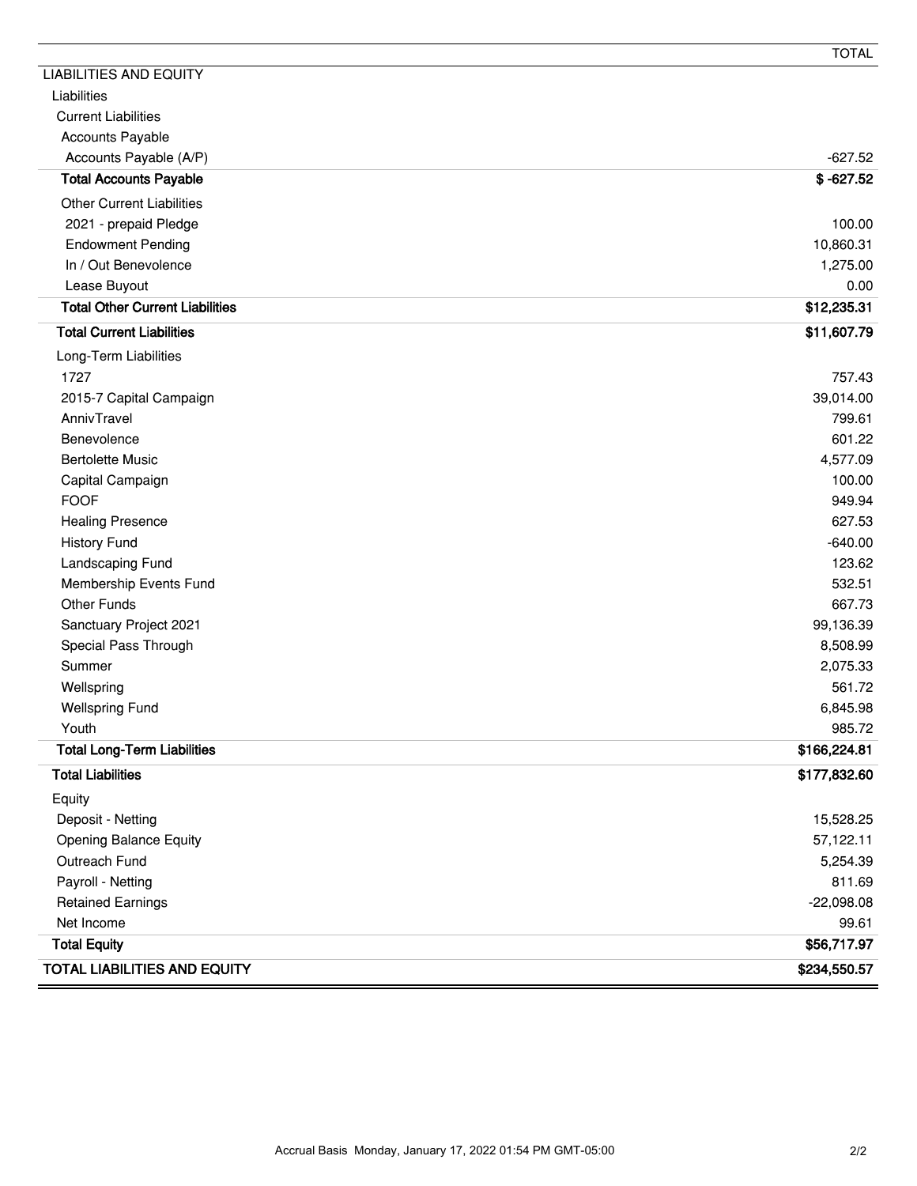| | TOTAL |
|---|---|
| LIABILITIES AND EQUITY | |
| Liabilities | |
| Current Liabilities | |
| Accounts Payable | |
| Accounts Payable (A/P) | -627.52 |
| **Total Accounts Payable** | **$ -627.52** |
| Other Current Liabilities | |
| 2021 - prepaid Pledge | 100.00 |
| Endowment Pending | 10,860.31 |
| In / Out Benevolence | 1,275.00 |
| Lease Buyout | 0.00 |
| **Total Other Current Liabilities** | **$12,235.31** |
| **Total Current Liabilities** | **$11,607.79** |
| Long-Term Liabilities | |
| 1727 | 757.43 |
| 2015-7 Capital Campaign | 39,014.00 |
| AnnivTravel | 799.61 |
| Benevolence | 601.22 |
| Bertolette Music | 4,577.09 |
| Capital Campaign | 100.00 |
| FOOF | 949.94 |
| Healing Presence | 627.53 |
| History Fund | -640.00 |
| Landscaping Fund | 123.62 |
| Membership Events Fund | 532.51 |
| Other Funds | 667.73 |
| Sanctuary Project 2021 | 99,136.39 |
| Special Pass Through | 8,508.99 |
| Summer | 2,075.33 |
| Wellspring | 561.72 |
| Wellspring Fund | 6,845.98 |
| Youth | 985.72 |
| **Total Long-Term Liabilities** | **$166,224.81** |
| **Total Liabilities** | **$177,832.60** |
| Equity | |
| Deposit - Netting | 15,528.25 |
| Opening Balance Equity | 57,122.11 |
| Outreach Fund | 5,254.39 |
| Payroll - Netting | 811.69 |
| Retained Earnings | -22,098.08 |
| Net Income | 99.61 |
| **Total Equity** | **$56,717.97** |
| **TOTAL LIABILITIES AND EQUITY** | **$234,550.57** |

Accrual Basis Monday, January 17, 2022 01:54 PM GMT-05:00